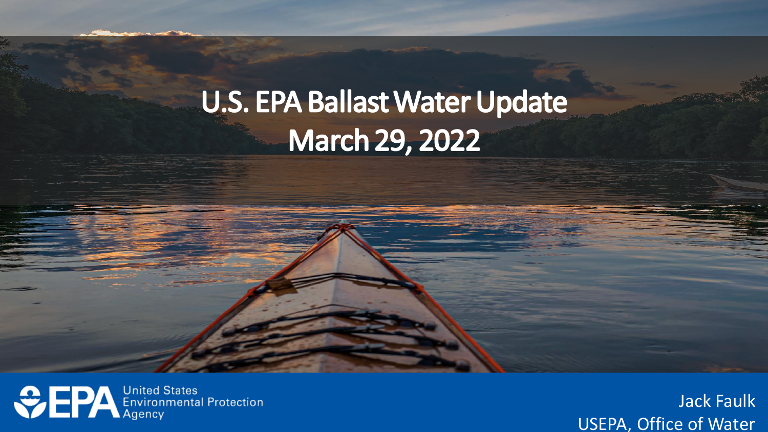# U.S. EPA Ballast Water Update
# March 29, 2022

United States Environmental Protection Agency

Jack Faulk
USEPA, Office of Water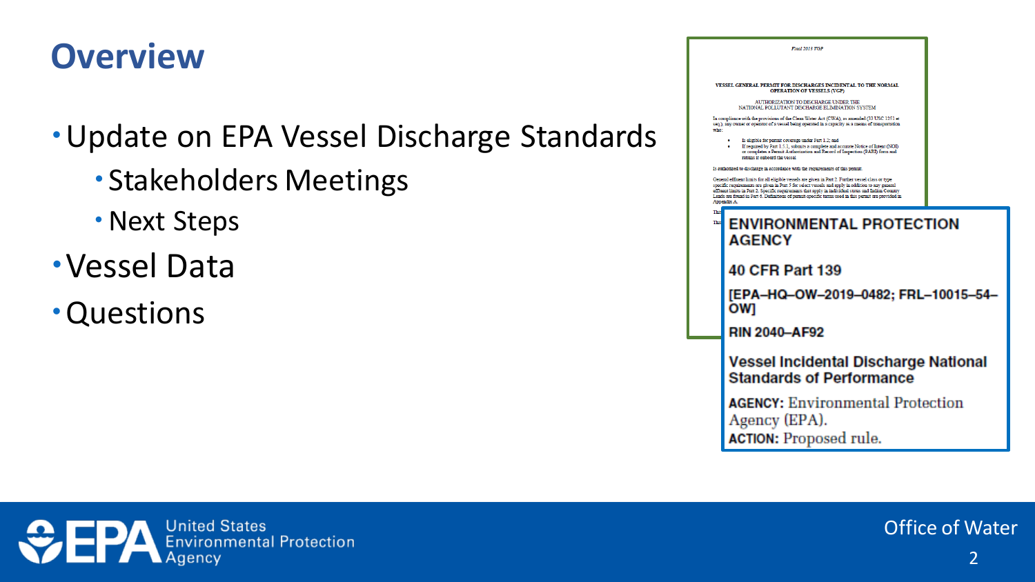# Overview

- Update on EPA Vessel Discharge Standards
  - Stakeholders Meetings
  - Next Steps
- Vessel Data
- Questions

*Final 2013 VGP*

**VESSEL GENERAL PERMIT FOR DISCHARGES INCIDENTAL TO THE NORMAL OPERATION OF VESSELS (VGP)**

AUTHORIZATION TO DISCHARGE UNDER THE NATIONAL POLLUTANT DISCHARGE ELIMINATION SYSTEM

In compliance with the provisions of the Clean Water Act (CWA), as amended (33 USC 1251 et seq.), any owner or operator of a vessel being operated in a capacity as a means of transportation who:

- Is eligible for permit coverage under Part 1.2; and
- If required by Part 1.5.1, submits a complete and accurate Notice of Intent (NOI) or completes a Permit Authorization and Record of Inspection (PARI) form and retains it onboard the vessel

is authorized to discharge in accordance with the requirements of this permit.

General effluent limits for all eligible vessels are given in Part 2. Further vessel class or type specific requirements are given in Part 5 for select vessels and apply in addition to any general effluent limits in Part 2. Specific requirements that apply in individual states and Indian Country Lands are found in Part 6. Definitions of permit-specific terms used in this permit are provided in Appendix A.

**ENVIRONMENTAL PROTECTION AGENCY**

**40 CFR Part 139**

**[EPA–HQ–OW–2019–0482; FRL–10015–54–OW]**

**RIN 2040–AF92**

**Vessel Incidental Discharge National Standards of Performance**

**AGENCY:** Environmental Protection Agency (EPA).

**ACTION:** Proposed rule.

United States Environmental Protection Agency

Office of Water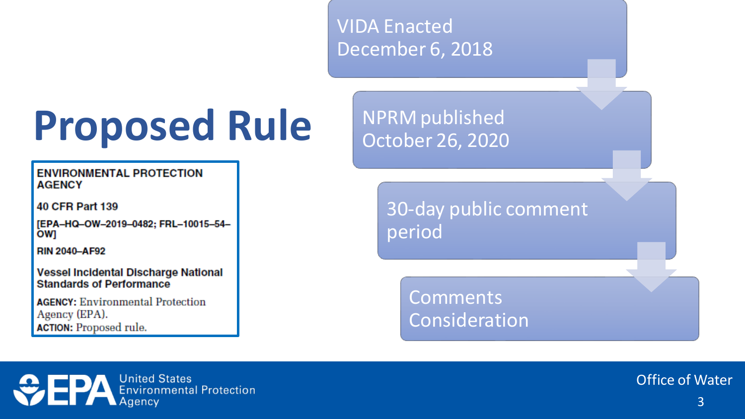# Proposed Rule

**ENVIRONMENTAL PROTECTION AGENCY**

**40 CFR Part 139**

**[EPA–HQ–OW–2019–0482; FRL–10015–54–OW]**

**RIN 2040–AF92**

**Vessel Incidental Discharge National Standards of Performance**

**AGENCY:** Environmental Protection Agency (EPA).
**ACTION:** Proposed rule.

- VIDA Enacted December 6, 2018
- NPRM published October 26, 2020
- 30-day public comment period
- Comments Consideration

Office of Water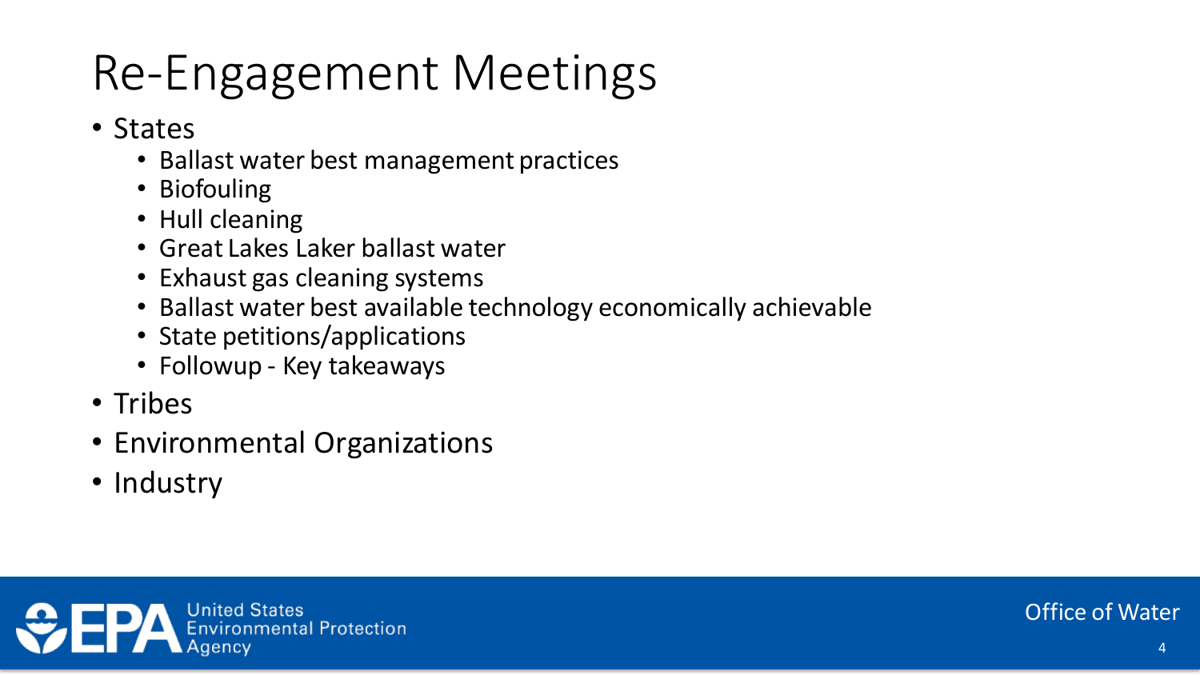# Re-Engagement Meetings

- States
  - Ballast water best management practices
  - Biofouling
  - Hull cleaning
  - Great Lakes Laker ballast water
  - Exhaust gas cleaning systems
  - Ballast water best available technology economically achievable
  - State petitions/applications
  - Followup - Key takeaways
- Tribes
- Environmental Organizations
- Industry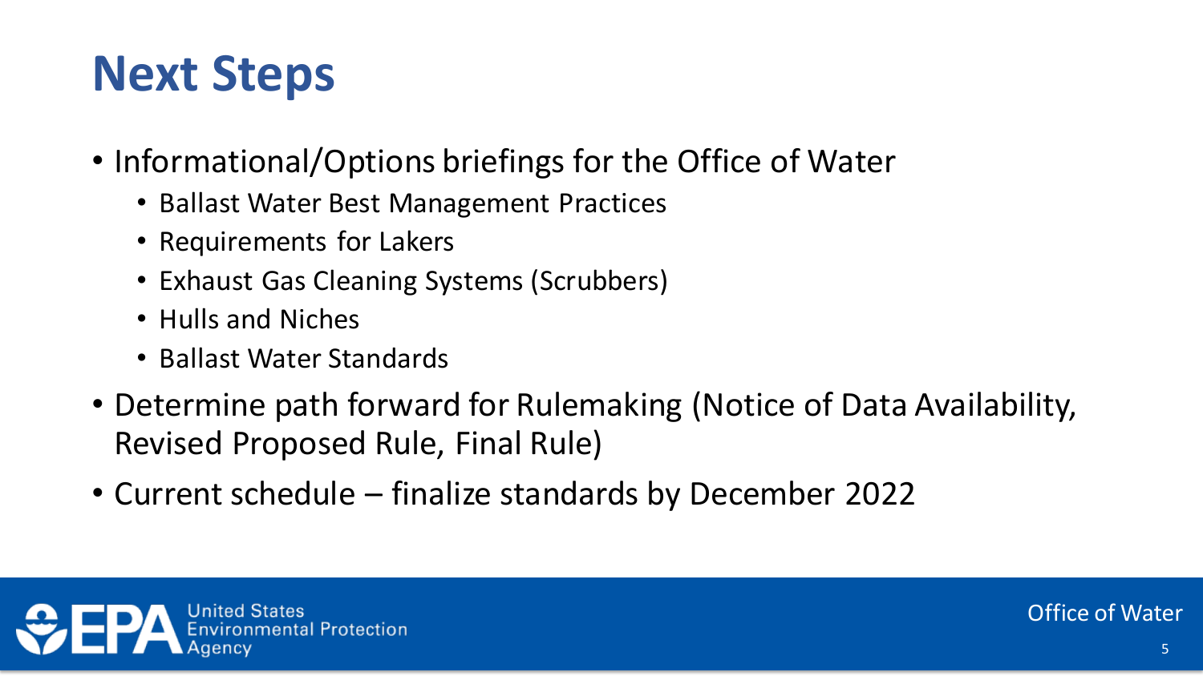# Next Steps

- Informational/Options briefings for the Office of Water
  - Ballast Water Best Management Practices
  - Requirements for Lakers
  - Exhaust Gas Cleaning Systems (Scrubbers)
  - Hulls and Niches
  - Ballast Water Standards
- Determine path forward for Rulemaking (Notice of Data Availability, Revised Proposed Rule, Final Rule)
- Current schedule – finalize standards by December 2022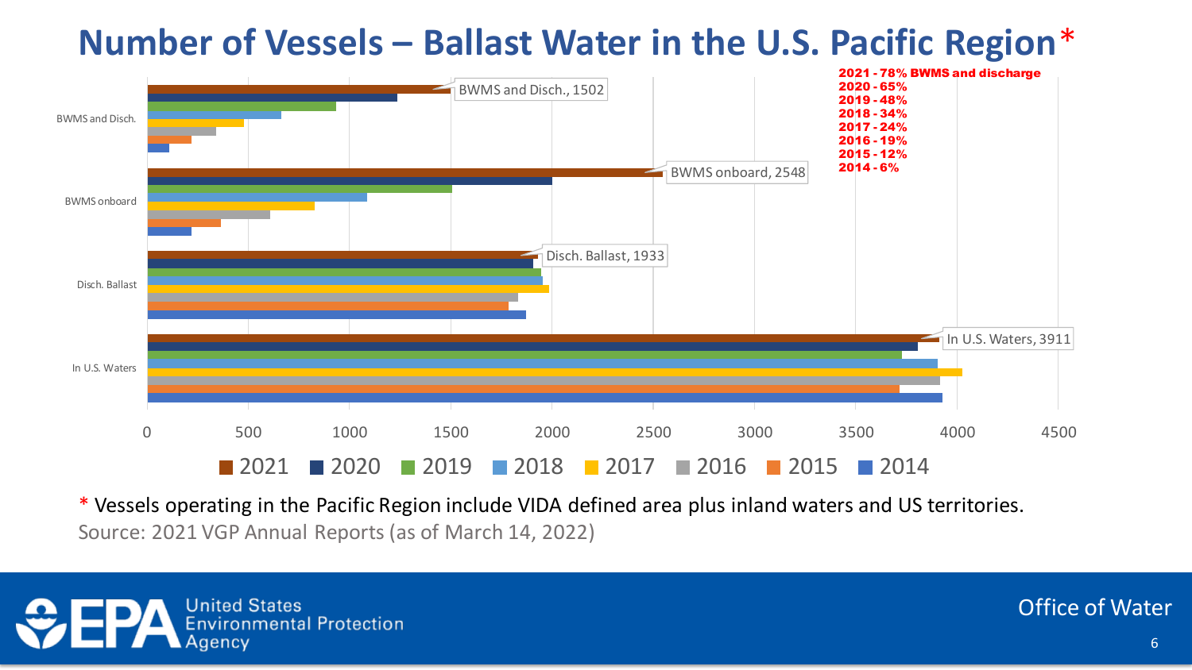# Number of Vessels – Ballast Water in the U.S. Pacific Region*

2021 - 78% BWMS and discharge
2020 - 65%
2019 - 48%
2018 - 34%
2017 - 24%
2016 - 19%
2015 - 12%
2014 - 6%

BWMS and Disch., 1502

BWMS onboard, 2548

Disch. Ballast, 1933

In U.S. Waters, 3911

Categories: BWMS and Disch. | BWMS onboard | Disch. Ballast | In U.S. Waters

Axis: 0, 500, 1000, 1500, 2000, 2500, 3000, 3500, 4000, 4500

Legend: 2021, 2020, 2019, 2018, 2017, 2016, 2015, 2014

* Vessels operating in the Pacific Region include VIDA defined area plus inland waters and US territories.

Source: 2021 VGP Annual Reports (as of March 14, 2022)

United States Environmental Protection Agency

Office of Water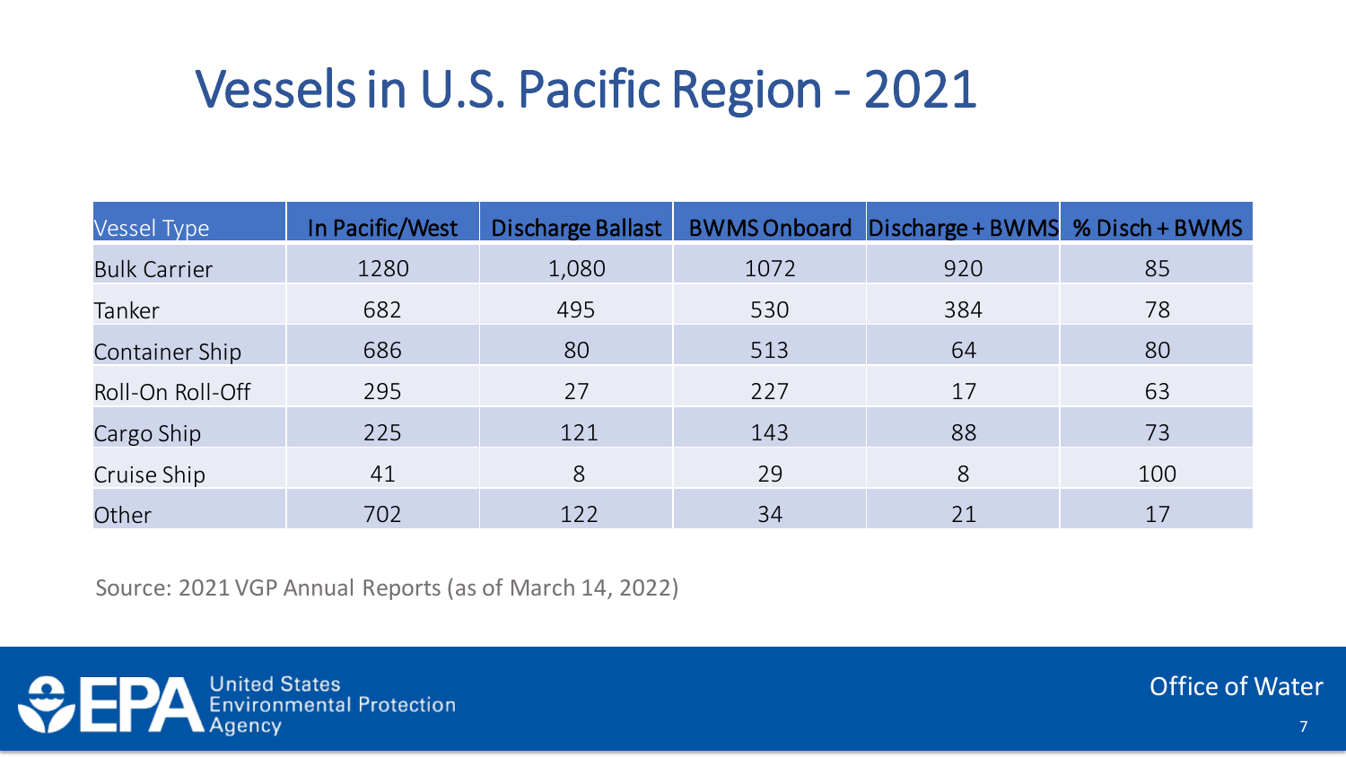# Vessels in U.S. Pacific Region - 2021

| Vessel Type | In Pacific/West | Discharge Ballast | BWMS Onboard | Discharge + BWMS | % Disch + BWMS |
|---|---|---|---|---|---|
| Bulk Carrier | 1280 | 1,080 | 1072 | 920 | 85 |
| Tanker | 682 | 495 | 530 | 384 | 78 |
| Container Ship | 686 | 80 | 513 | 64 | 80 |
| Roll-On Roll-Off | 295 | 27 | 227 | 17 | 63 |
| Cargo Ship | 225 | 121 | 143 | 88 | 73 |
| Cruise Ship | 41 | 8 | 29 | 8 | 100 |
| Other | 702 | 122 | 34 | 21 | 17 |

Source: 2021 VGP Annual Reports (as of March 14, 2022)

United States Environmental Protection Agency

Office of Water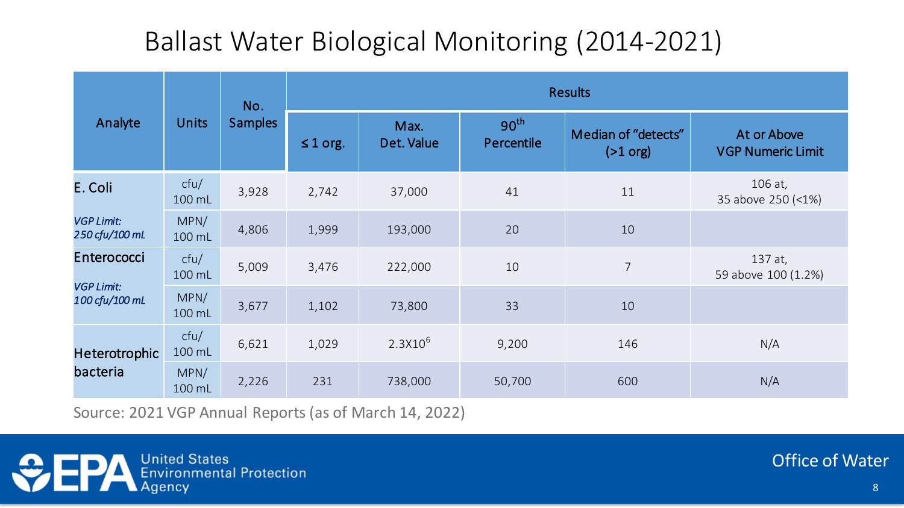# Ballast Water Biological Monitoring (2014-2021)

| Analyte | Units | No. Samples | Results | | | | |
|---|---|---|---|---|---|---|---|
| | | | ≤ 1 org. | Max. Det. Value | $90^{th}$ Percentile | Median of "detects" (>1 org) | At or Above VGP Numeric Limit |
| E. Coli | cfu/ 100 mL | 3,928 | 2,742 | 37,000 | 41 | 11 | 106 at, 35 above 250 (<1%) |
| *VGP Limit: 250 cfu/100 mL* | MPN/ 100 mL | 4,806 | 1,999 | 193,000 | 20 | 10 | |
| Enterococci | cfu/ 100 mL | 5,009 | 3,476 | 222,000 | 10 | 7 | 137 at, 59 above 100 (1.2%) |
| *VGP Limit: 100 cfu/100 mL* | MPN/ 100 mL | 3,677 | 1,102 | 73,800 | 33 | 10 | |
| Heterotrophic bacteria | cfu/ 100 mL | 6,621 | 1,029 | $2.3X10^6$ | 9,200 | 146 | N/A |
| | MPN/ 100 mL | 2,226 | 231 | 738,000 | 50,700 | 600 | N/A |

Source: 2021 VGP Annual Reports (as of March 14, 2022)

United States Environmental Protection Agency

Office of Water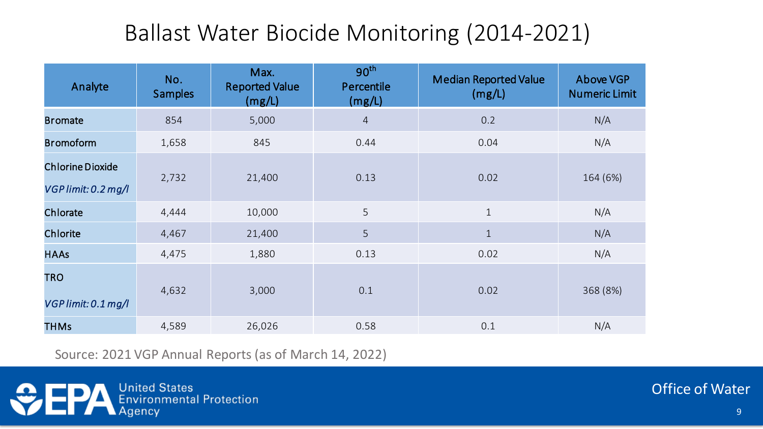# Ballast Water Biocide Monitoring (2014-2021)

| Analyte | No. Samples | Max. Reported Value (mg/L) | $90^{th}$ Percentile (mg/L) | Median Reported Value (mg/L) | Above VGP Numeric Limit |
|---|---|---|---|---|---|
| **Bromate** | 854 | 5,000 | 4 | 0.2 | N/A |
| **Bromoform** | 1,658 | 845 | 0.44 | 0.04 | N/A |
| **Chlorine Dioxide** *VGP limit: 0.2 mg/l* | 2,732 | 21,400 | 0.13 | 0.02 | 164 (6%) |
| **Chlorate** | 4,444 | 10,000 | 5 | 1 | N/A |
| **Chlorite** | 4,467 | 21,400 | 5 | 1 | N/A |
| **HAAs** | 4,475 | 1,880 | 0.13 | 0.02 | N/A |
| **TRO** *VGP limit: 0.1 mg/l* | 4,632 | 3,000 | 0.1 | 0.02 | 368 (8%) |
| **THMs** | 4,589 | 26,026 | 0.58 | 0.1 | N/A |

Source: 2021 VGP Annual Reports (as of March 14, 2022)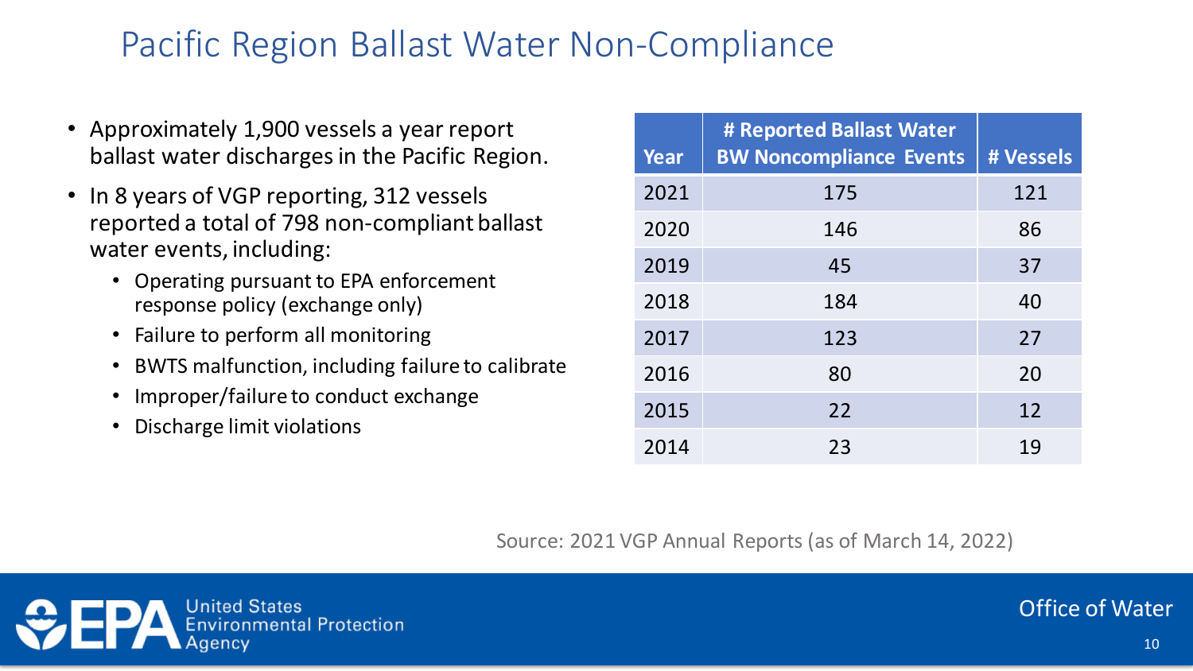# Pacific Region Ballast Water Non-Compliance

- Approximately 1,900 vessels a year report ballast water discharges in the Pacific Region.
- In 8 years of VGP reporting, 312 vessels reported a total of 798 non-compliant ballast water events, including:
  - Operating pursuant to EPA enforcement response policy (exchange only)
  - Failure to perform all monitoring
  - BWTS malfunction, including failure to calibrate
  - Improper/failure to conduct exchange
  - Discharge limit violations

| Year | # Reported Ballast Water BW Noncompliance Events | # Vessels |
|---|---|---|
| 2021 | 175 | 121 |
| 2020 | 146 | 86 |
| 2019 | 45 | 37 |
| 2018 | 184 | 40 |
| 2017 | 123 | 27 |
| 2016 | 80 | 20 |
| 2015 | 22 | 12 |
| 2014 | 23 | 19 |

Source: 2021 VGP Annual Reports (as of March 14, 2022)

United States Environmental Protection Agency

Office of Water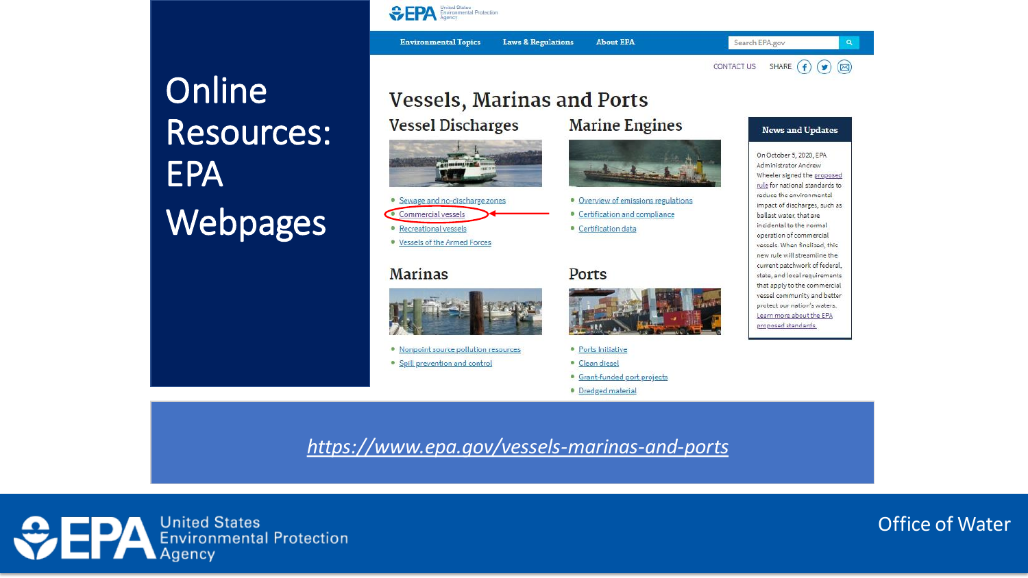# Online Resources: EPA Webpages

Environmental Topics | Laws & Regulations | About EPA

Search EPA.gov

CONTACT US SHARE

## Vessels, Marinas and Ports

### Vessel Discharges

- Sewage and no-discharge zones
- Commercial vessels
- Recreational vessels
- Vessels of the Armed Forces

### Marine Engines

- Overview of emissions regulations
- Certification and compliance
- Certification data

### Marinas

- Nonpoint source pollution resources
- Spill prevention and control

### Ports

- Ports Initiative
- Clean diesel
- Grant-funded port projects
- Dredged material

### News and Updates

On October 5, 2020, EPA Administrator Andrew Wheeler signed the proposed rule for national standards to reduce the environmental impact of discharges, such as ballast water, that are incidental to the normal operation of commercial vessels. When finalized, this new rule will streamline the current patchwork of federal, state, and local requirements that apply to the commercial vessel community and better protect our nation's waters. Learn more about the EPA proposed standards.

*https://www.epa.gov/vessels-marinas-and-ports*

Office of Water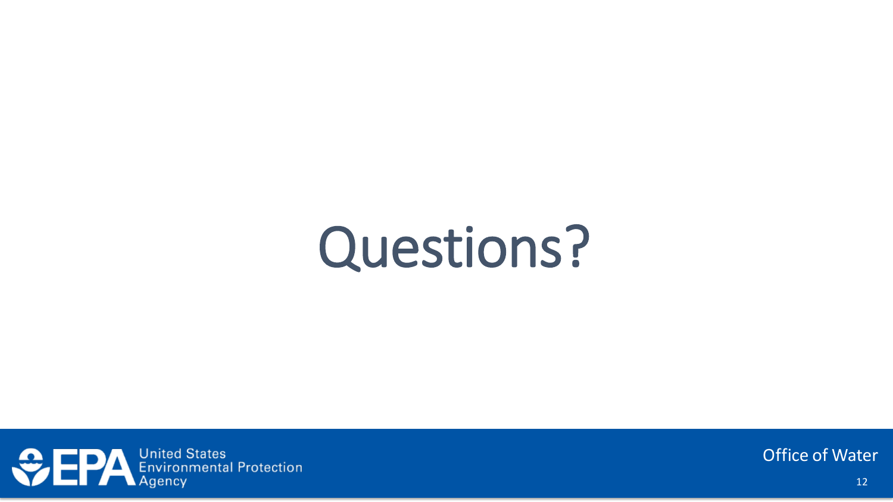# Questions?